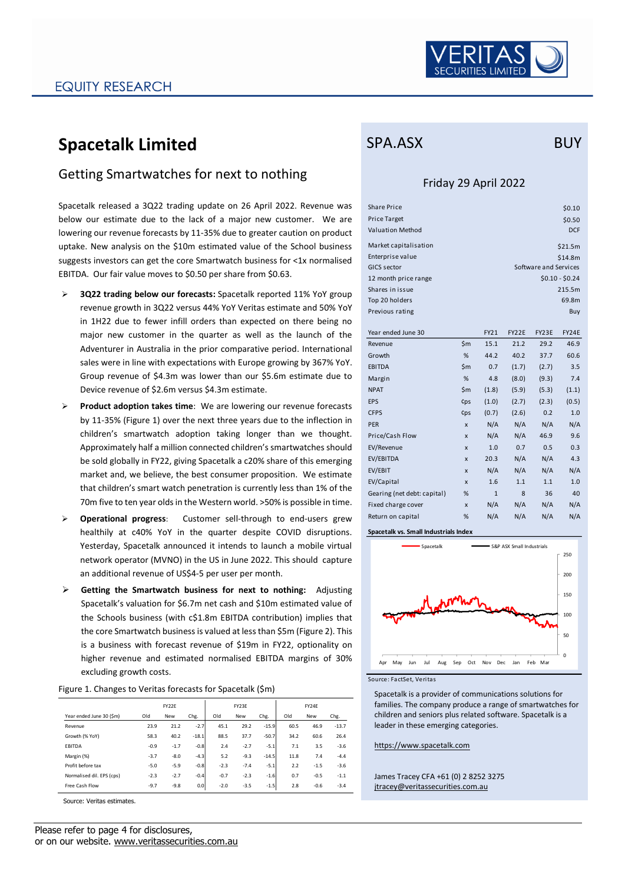EQUITY RESEARCH

VERITAS SECURITIES LIMITED

# Spacetalk Limited

## Getting Smartwatches for next to nothing

Spacetalk released a 3Q22 trading update on 26 April 2022. Revenue was below our estimate due to the lack of a major new customer. We are lowering our revenue forecasts by 11-35% due to greater caution on product uptake. New analysis on the $10m estimated value of the School business suggests investors can get the core Smartwatch business for <1x normalised EBITDA. Our fair value moves to $0.50 per share from $0.63.

- **3Q22 trading below our forecasts:** Spacetalk reported 11% YoY group revenue growth in 3Q22 versus 44% YoY Veritas estimate and 50% YoY in 1H22 due to fewer infill orders than expected on there being no major new customer in the quarter as well as the launch of the Adventurer in Australia in the prior comparative period. International sales were in line with expectations with Europe growing by 367% YoY. Group revenue of $4.3m was lower than our $5.6m estimate due to Device revenue of $2.6m versus $4.3m estimate.
- **Product adoption takes time**: We are lowering our revenue forecasts by 11-35% (Figure 1) over the next three years due to the inflection in children's smartwatch adoption taking longer than we thought. Approximately half a million connected children's smartwatches should be sold globally in FY22, giving Spacetalk a c20% share of this emerging market and, we believe, the best consumer proposition. We estimate that children's smart watch penetration is currently less than 1% of the 70m five to ten year olds in the Western world. >50% is possible in time.
- **Operational progress**: Customer sell-through to end-users grew healthily at c40% YoY in the quarter despite COVID disruptions. Yesterday, Spacetalk announced it intends to launch a mobile virtual network operator (MVNO) in the US in June 2022. This should capture an additional revenue of US$4-5 per user per month.
- **Getting the Smartwatch business for next to nothing:** Adjusting Spacetalk's valuation for $6.7m net cash and $10m estimated value of the Schools business (with c$1.8m EBITDA contribution) implies that the core Smartwatch business is valued at less than $5m (Figure 2). This is a business with forecast revenue of $19m in FY22, optionality on higher revenue and estimated normalised EBITDA margins of 30% excluding growth costs.

Figure 1. Changes to Veritas forecasts for Spacetalk ($m)

| Year ended June 30 ($m) | FY22E Old | FY22E New | FY22E Chg. | FY23E Old | FY23E New | FY23E Chg. | FY24E Old | FY24E New | FY24E Chg. |
|---|---|---|---|---|---|---|---|---|---|
| Revenue | 23.9 | 21.2 | -2.7 | 45.1 | 29.2 | -15.9 | 60.5 | 46.9 | -13.7 |
| Growth (% YoY) | 58.3 | 40.2 | -18.1 | 88.5 | 37.7 | -50.7 | 34.2 | 60.6 | 26.4 |
| EBITDA | -0.9 | -1.7 | -0.8 | 2.4 | -2.7 | -5.1 | 7.1 | 3.5 | -3.6 |
| Margin (%) | -3.7 | -8.0 | -4.3 | 5.2 | -9.3 | -14.5 | 11.8 | 7.4 | -4.4 |
| Profit before tax | -5.0 | -5.9 | -0.8 | -2.3 | -7.4 | -5.1 | 2.2 | -1.5 | -3.6 |
| Normalised dil. EPS (cps) | -2.3 | -2.7 | -0.4 | -0.7 | -2.3 | -1.6 | 0.7 | -0.5 | -1.1 |
| Free Cash Flow | -9.7 | -9.8 | 0.0 | -2.0 | -3.5 | -1.5 | 2.8 | -0.6 | -3.4 |

Source: Veritas estimates.

## SPA.ASX — BUY

Friday 29 April 2022

| | |
|---|---|
| Share Price | $0.10 |
| Price Target | $0.50 |
| Valuation Method | DCF |
| Market capitalisation | $21.5m |
| Enterprise value | $14.8m |
| GICS sector | Software and Services |
| 12 month price range | $0.10 - $0.24 |
| Shares in issue | 215.5m |
| Top 20 holders | 69.8m |
| Previous rating | Buy |

| Year ended June 30 | | FY21 | FY22E | FY23E | FY24E |
|---|---|---|---|---|---|
| Revenue | $m | 15.1 | 21.2 | 29.2 | 46.9 |
| Growth | % | 44.2 | 40.2 | 37.7 | 60.6 |
| EBITDA | $m | 0.7 | (1.7) | (2.7) | 3.5 |
| Margin | % | 4.8 | (8.0) | (9.3) | 7.4 |
| NPAT | $m | (1.8) | (5.9) | (5.3) | (1.1) |
| EPS | ¢ps | (1.0) | (2.7) | (2.3) | (0.5) |
| CFPS | ¢ps | (0.7) | (2.6) | 0.2 | 1.0 |
| PER | x | N/A | N/A | N/A | N/A |
| Price/Cash Flow | x | N/A | N/A | 46.9 | 9.6 |
| EV/Revenue | x | 1.0 | 0.7 | 0.5 | 0.3 |
| EV/EBITDA | x | 20.3 | N/A | N/A | 4.3 |
| EV/EBIT | x | N/A | N/A | N/A | N/A |
| EV/Capital | x | 1.6 | 1.1 | 1.1 | 1.0 |
| Gearing (net debt: capital) | % | 1 | 8 | 36 | 40 |
| Fixed charge cover | x | N/A | N/A | N/A | N/A |
| Return on capital | % | N/A | N/A | N/A | N/A |

**Spacetalk vs. Small Industrials Index**

Source: FactSet, Veritas

Spacetalk is a provider of communications solutions for families. The company produce a range of smartwatches for children and seniors plus related software. Spacetalk is a leader in these emerging categories.

https://www.spacetalk.com

James Tracey CFA +61 (0) 2 8252 3275
jtracey@veritassecurities.com.au

Please refer to page 4 for disclosures, or on our website. www.veritassecurities.com.au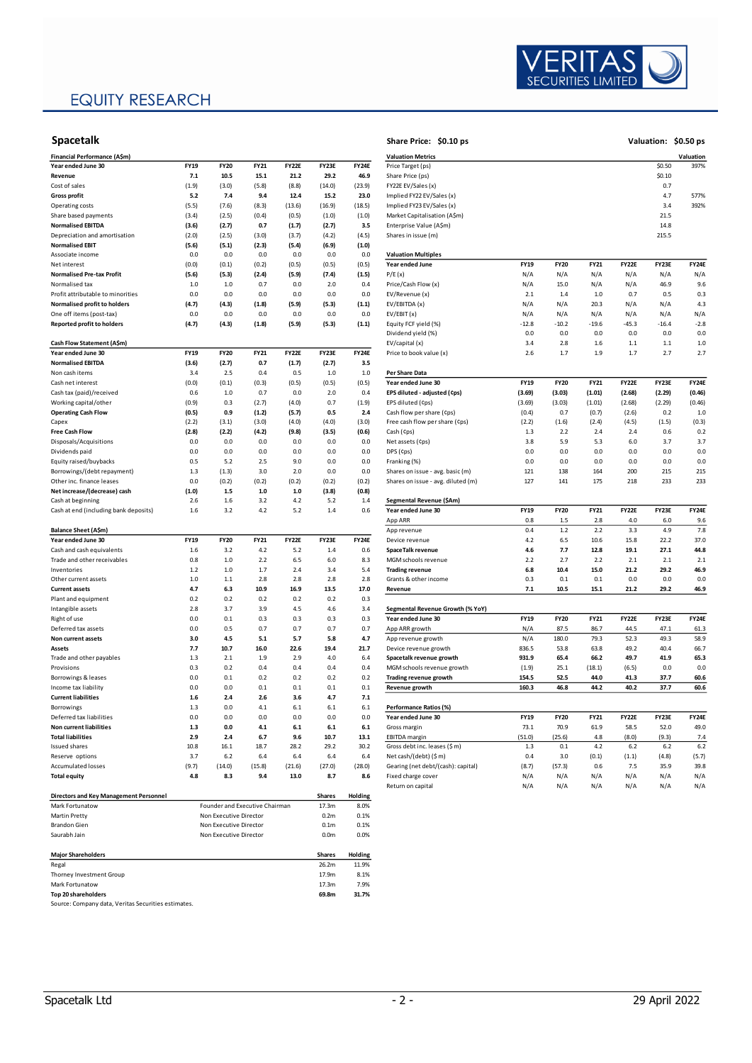EQUITY RESEARCH

## Spacetalk

**Share Price: $0.10 ps** **Valuation: $0.50 ps**

### Financial Performance (A$m)

| Year ended June 30 | FY19 | FY20 | FY21 | FY22E | FY23E | FY24E |
|---|---|---|---|---|---|---|
| **Revenue** | **7.1** | **10.5** | **15.1** | **21.2** | **29.2** | **46.9** |
| Cost of sales | (1.9) | (3.0) | (5.8) | (8.8) | (14.0) | (23.9) |
| **Gross profit** | **5.2** | **7.4** | **9.4** | **12.4** | **15.2** | **23.0** |
| Operating costs | (5.5) | (7.6) | (8.3) | (13.6) | (16.9) | (18.5) |
| Share based payments | (3.4) | (2.5) | (0.4) | (0.5) | (1.0) | (1.0) |
| **Normalised EBITDA** | **(3.6)** | **(2.7)** | **0.7** | **(1.7)** | **(2.7)** | **3.5** |
| Depreciation and amortisation | (2.0) | (2.5) | (3.0) | (3.7) | (4.2) | (4.5) |
| **Normalised EBIT** | **(5.6)** | **(5.1)** | **(2.3)** | **(5.4)** | **(6.9)** | **(1.0)** |
| Associate income | 0.0 | 0.0 | 0.0 | 0.0 | 0.0 | 0.0 |
| Net interest | (0.0) | (0.1) | (0.2) | (0.5) | (0.5) | (0.5) |
| **Normalised Pre-tax Profit** | **(5.6)** | **(5.3)** | **(2.4)** | **(5.9)** | **(7.4)** | **(1.5)** |
| Normalised tax | 1.0 | 1.0 | 0.7 | 0.0 | 2.0 | 0.4 |
| Profit attributable to minorities | 0.0 | 0.0 | 0.0 | 0.0 | 0.0 | 0.0 |
| **Normalised profit to holders** | **(4.7)** | **(4.3)** | **(1.8)** | **(5.9)** | **(5.3)** | **(1.1)** |
| One off items (post-tax) | 0.0 | 0.0 | 0.0 | 0.0 | 0.0 | 0.0 |
| **Reported profit to holders** | **(4.7)** | **(4.3)** | **(1.8)** | **(5.9)** | **(5.3)** | **(1.1)** |

### Cash Flow Statement (A$m)

| Year ended June 30 | FY19 | FY20 | FY21 | FY22E | FY23E | FY24E |
|---|---|---|---|---|---|---|
| **Normalised EBITDA** | **(3.6)** | **(2.7)** | **0.7** | **(1.7)** | **(2.7)** | **3.5** |
| Non cash items | 3.4 | 2.5 | 0.4 | 0.5 | 1.0 | 1.0 |
| Cash net interest | (0.0) | (0.1) | (0.3) | (0.5) | (0.5) | (0.5) |
| Cash tax (paid)/received | 0.6 | 1.0 | 0.7 | 0.0 | 2.0 | 0.4 |
| Working capital/other | (0.9) | 0.3 | (2.7) | (4.0) | 0.7 | (1.9) |
| **Operating Cash Flow** | **(0.5)** | **0.9** | **(1.2)** | **(5.7)** | **0.5** | **2.4** |
| Capex | (2.2) | (3.1) | (3.0) | (4.0) | (4.0) | (3.0) |
| **Free Cash Flow** | **(2.8)** | **(2.2)** | **(4.2)** | **(9.8)** | **(3.5)** | **(0.6)** |
| Disposals/Acquisitions | 0.0 | 0.0 | 0.0 | 0.0 | 0.0 | 0.0 |
| Dividends paid | 0.0 | 0.0 | 0.0 | 0.0 | 0.0 | 0.0 |
| Equity raised/buybacks | 0.5 | 5.2 | 2.5 | 9.0 | 0.0 | 0.0 |
| Borrowings/(debt repayment) | 1.3 | (1.3) | 3.0 | 2.0 | 0.0 | 0.0 |
| Other inc. finance leases | 0.0 | (0.2) | (0.2) | (0.2) | (0.2) | (0.2) |
| **Net increase/(decrease) cash** | **(1.0)** | **1.5** | **1.0** | **1.0** | **(3.8)** | **(0.8)** |
| Cash at beginning | 2.6 | 1.6 | 3.2 | 4.2 | 5.2 | 1.4 |
| Cash at end (including bank deposits) | 1.6 | 3.2 | 4.2 | 5.2 | 1.4 | 0.6 |

### Balance Sheet (A$m)

| Year ended June 30 | FY19 | FY20 | FY21 | FY22E | FY23E | FY24E |
|---|---|---|---|---|---|---|
| Cash and cash equivalents | 1.6 | 3.2 | 4.2 | 5.2 | 1.4 | 0.6 |
| Trade and other receivables | 0.8 | 1.0 | 2.2 | 6.5 | 6.0 | 8.3 |
| Inventories | 1.2 | 1.0 | 1.7 | 2.4 | 3.4 | 5.4 |
| Other current assets | 1.0 | 1.1 | 2.8 | 2.8 | 2.8 | 2.8 |
| **Current assets** | **4.7** | **6.3** | **10.9** | **16.9** | **13.5** | **17.0** |
| Plant and equipment | 0.2 | 0.2 | 0.2 | 0.2 | 0.2 | 0.3 |
| Intangible assets | 2.8 | 3.7 | 3.9 | 4.5 | 4.6 | 3.4 |
| Right of use | 0.0 | 0.1 | 0.3 | 0.3 | 0.3 | 0.3 |
| Deferred tax assets | 0.0 | 0.5 | 0.7 | 0.7 | 0.7 | 0.7 |
| **Non current assets** | **3.0** | **4.5** | **5.1** | **5.7** | **5.8** | **4.7** |
| **Assets** | **7.7** | **10.7** | **16.0** | **22.6** | **19.4** | **21.7** |
| Trade and other payables | 1.3 | 2.1 | 1.9 | 2.9 | 4.0 | 6.4 |
| Provisions | 0.3 | 0.2 | 0.4 | 0.4 | 0.4 | 0.4 |
| Borrowings & leases | 0.0 | 0.1 | 0.2 | 0.2 | 0.2 | 0.2 |
| Income tax liability | 0.0 | 0.0 | 0.1 | 0.1 | 0.1 | 0.1 |
| **Current liabilities** | **1.6** | **2.4** | **2.6** | **3.6** | **4.7** | **7.1** |
| Borrowings | 1.3 | 0.0 | 4.1 | 6.1 | 6.1 | 6.1 |
| Deferred tax liabilities | 0.0 | 0.0 | 0.0 | 0.0 | 0.0 | 0.0 |
| **Non current liabilities** | **1.3** | **0.0** | **4.1** | **6.1** | **6.1** | **6.1** |
| **Total liabilities** | **2.9** | **2.4** | **6.7** | **9.6** | **10.7** | **13.1** |
| Issued shares | 10.8 | 16.1 | 18.7 | 28.2 | 29.2 | 30.2 |
| Reserve options | 3.7 | 6.2 | 6.4 | 6.4 | 6.4 | 6.4 |
| Accumulated losses | (9.7) | (14.0) | (15.8) | (21.6) | (27.0) | (28.0) |
| **Total equity** | **4.8** | **8.3** | **9.4** | **13.0** | **8.7** | **8.6** |

### Directors and Key Management Personnel

| Name | Role | Shares | Holding |
|---|---|---|---|
| Mark Fortunatow | Founder and Executive Chairman | 17.3m | 8.0% |
| Martin Pretty | Non Executive Director | 0.2m | 0.1% |
| Brandon Gien | Non Executive Director | 0.1m | 0.1% |
| Saurabh Jain | Non Executive Director | 0.0m | 0.0% |

### Major Shareholders

| Name | Shares | Holding |
|---|---|---|
| Regal | 26.2m | 11.9% |
| Thorney Investment Group | 17.9m | 8.1% |
| Mark Fortunatow | 17.3m | 7.9% |
| **Top 20 shareholders** | **69.8m** | **31.7%** |

Source: Company data, Veritas Securities estimates.

### Valuation Metrics

| | | Valuation |
|---|---|---|
| Price Target (ps) | $0.50 | 397% |
| Share Price (ps) | $0.10 | |
| FY22E EV/Sales (x) | 0.7 | |
| Implied FY22 EV/Sales (x) | 4.7 | 577% |
| Implied FY23 EV/Sales (x) | 3.4 | 392% |
| Market Capitalisation (A$m) | 21.5 | |
| Enterprise Value (A$m) | 14.8 | |
| Shares in issue (m) | 215.5 | |

### Valuation Multiples

| Year ended June | FY19 | FY20 | FY21 | FY22E | FY23E | FY24E |
|---|---|---|---|---|---|---|
| P/E (x) | N/A | N/A | N/A | N/A | N/A | N/A |
| Price/Cash Flow (x) | N/A | 15.0 | N/A | N/A | 46.9 | 9.6 |
| EV/Revenue (x) | 2.1 | 1.4 | 1.0 | 0.7 | 0.5 | 0.3 |
| EV/EBITDA (x) | N/A | N/A | 20.3 | N/A | N/A | 4.3 |
| EV/EBIT (x) | N/A | N/A | N/A | N/A | N/A | N/A |
| Equity FCF yield (%) | -12.8 | -10.2 | -19.6 | -45.3 | -16.4 | -2.8 |
| Dividend yield (%) | 0.0 | 0.0 | 0.0 | 0.0 | 0.0 | 0.0 |
| EV/capital (x) | 3.4 | 2.8 | 1.6 | 1.1 | 1.1 | 1.0 |
| Price to book value (x) | 2.6 | 1.7 | 1.9 | 1.7 | 2.7 | 2.7 |

### Per Share Data

| Year ended June 30 | FY19 | FY20 | FY21 | FY22E | FY23E | FY24E |
|---|---|---|---|---|---|---|
| **EPS diluted - adjusted (¢ps)** | **(3.69)** | **(3.03)** | **(1.01)** | **(2.68)** | **(2.29)** | **(0.46)** |
| EPS diluted (¢ps) | (3.69) | (3.03) | (1.01) | (2.68) | (2.29) | (0.46) |
| Cash flow per share (¢ps) | (0.4) | 0.7 | (0.7) | (2.6) | 0.2 | 1.0 |
| Free cash flow per share (¢ps) | (2.2) | (1.6) | (2.4) | (4.5) | (1.5) | (0.3) |
| Cash (¢ps) | 1.3 | 2.2 | 2.4 | 2.4 | 0.6 | 0.2 |
| Net assets (¢ps) | 3.8 | 5.9 | 5.3 | 6.0 | 3.7 | 3.7 |
| DPS (¢ps) | 0.0 | 0.0 | 0.0 | 0.0 | 0.0 | 0.0 |
| Franking (%) | 0.0 | 0.0 | 0.0 | 0.0 | 0.0 | 0.0 |
| Shares on issue - avg. basic (m) | 121 | 138 | 164 | 200 | 215 | 215 |
| Shares on issue - avg. diluted (m) | 127 | 141 | 175 | 218 | 233 | 233 |

### Segmental Revenue ($Am)

| Year ended June 30 | FY19 | FY20 | FY21 | FY22E | FY23E | FY24E |
|---|---|---|---|---|---|---|
| App ARR | 0.8 | 1.5 | 2.8 | 4.0 | 6.0 | 9.6 |
| App revenue | 0.4 | 1.2 | 2.2 | 3.3 | 4.9 | 7.8 |
| Device revenue | 4.2 | 6.5 | 10.6 | 15.8 | 22.2 | 37.0 |
| **SpaceTalk revenue** | **4.6** | **7.7** | **12.8** | **19.1** | **27.1** | **44.8** |
| MGM schools revenue | 2.2 | 2.7 | 2.2 | 2.1 | 2.1 | 2.1 |
| **Trading revenue** | **6.8** | **10.4** | **15.0** | **21.2** | **29.2** | **46.9** |
| Grants & other income | 0.3 | 0.1 | 0.1 | 0.0 | 0.0 | 0.0 |
| **Revenue** | **7.1** | **10.5** | **15.1** | **21.2** | **29.2** | **46.9** |

### Segmental Revenue Growth (% YoY)

| Year ended June 30 | FY19 | FY20 | FY21 | FY22E | FY23E | FY24E |
|---|---|---|---|---|---|---|
| App ARR growth | N/A | 87.5 | 86.7 | 44.5 | 47.1 | 61.3 |
| App revenue growth | N/A | 180.0 | 79.3 | 52.3 | 49.3 | 58.9 |
| Device revenue growth | 836.5 | 53.8 | 63.8 | 49.2 | 40.4 | 66.7 |
| **Spacetalk revenue growth** | **931.9** | **65.4** | **66.2** | **49.7** | **41.9** | **65.3** |
| MGM schools revenue growth | (1.9) | 25.1 | (18.1) | (6.5) | 0.0 | 0.0 |
| **Trading revenue growth** | **154.5** | **52.5** | **44.0** | **41.3** | **37.7** | **60.6** |
| **Revenue growth** | **160.3** | **46.8** | **44.2** | **40.2** | **37.7** | **60.6** |

### Performance Ratios (%)

| Year ended June 30 | FY19 | FY20 | FY21 | FY22E | FY23E | FY24E |
|---|---|---|---|---|---|---|
| Gross margin | 73.1 | 70.9 | 61.9 | 58.5 | 52.0 | 49.0 |
| EBITDA margin | (51.0) | (25.6) | 4.8 | (8.0) | (9.3) | 7.4 |
| Gross debt inc. leases ($ m) | 1.3 | 0.1 | 4.2 | 6.2 | 6.2 | 6.2 |
| Net cash/(debt) ($ m) | 0.4 | 3.0 | (0.1) | (1.1) | (4.8) | (5.7) |
| Gearing (net debt/(cash): capital) | (8.7) | (57.3) | 0.6 | 7.5 | 35.9 | 39.8 |
| Fixed charge cover | N/A | N/A | N/A | N/A | N/A | N/A |
| Return on capital | N/A | N/A | N/A | N/A | N/A | N/A |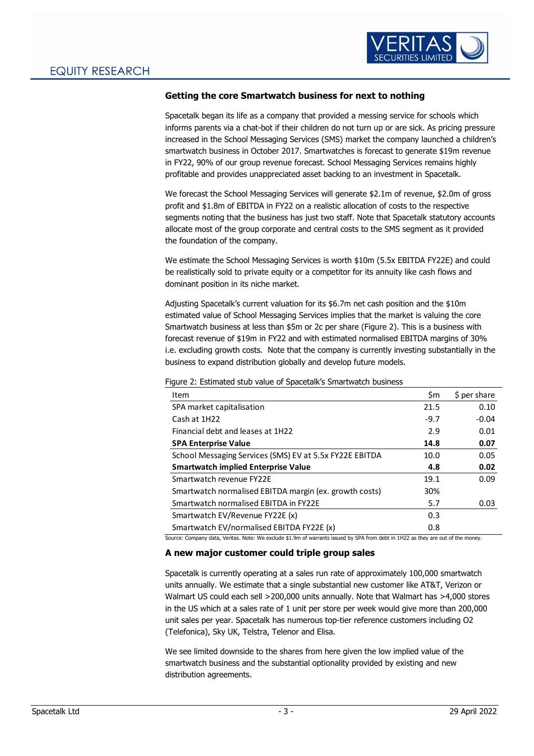## Getting the core Smartwatch business for next to nothing

Spacetalk began its life as a company that provided a messing service for schools which informs parents via a chat-bot if their children do not turn up or are sick. As pricing pressure increased in the School Messaging Services (SMS) market the company launched a children's smartwatch business in October 2017. Smartwatches is forecast to generate $19m revenue in FY22, 90% of our group revenue forecast. School Messaging Services remains highly profitable and provides unappreciated asset backing to an investment in Spacetalk.

We forecast the School Messaging Services will generate $2.1m of revenue, $2.0m of gross profit and $1.8m of EBITDA in FY22 on a realistic allocation of costs to the respective segments noting that the business has just two staff. Note that Spacetalk statutory accounts allocate most of the group corporate and central costs to the SMS segment as it provided the foundation of the company.

We estimate the School Messaging Services is worth $10m (5.5x EBITDA FY22E) and could be realistically sold to private equity or a competitor for its annuity like cash flows and dominant position in its niche market.

Adjusting Spacetalk's current valuation for its $6.7m net cash position and the $10m estimated value of School Messaging Services implies that the market is valuing the core Smartwatch business at less than $5m or 2c per share (Figure 2). This is a business with forecast revenue of $19m in FY22 and with estimated normalised EBITDA margins of 30% i.e. excluding growth costs. Note that the company is currently investing substantially in the business to expand distribution globally and develop future models.

Figure 2: Estimated stub value of Spacetalk's Smartwatch business

| Item | $m | $ per share |
|---|---|---|
| SPA market capitalisation | 21.5 | 0.10 |
| Cash at 1H22 | -9.7 | -0.04 |
| Financial debt and leases at 1H22 | 2.9 | 0.01 |
| **SPA Enterprise Value** | **14.8** | **0.07** |
| School Messaging Services (SMS) EV at 5.5x FY22E EBITDA | 10.0 | 0.05 |
| **Smartwatch implied Enterprise Value** | **4.8** | **0.02** |
| Smartwatch revenue FY22E | 19.1 | 0.09 |
| Smartwatch normalised EBITDA margin (ex. growth costs) | 30% | |
| Smartwatch normalised EBITDA in FY22E | 5.7 | 0.03 |
| Smartwatch EV/Revenue FY22E (x) | 0.3 | |
| Smartwatch EV/normalised EBITDA FY22E (x) | 0.8 | |

Source: Company data, Veritas. Note: We exclude $1.9m of warrants issued by SPA from debt in 1H22 as they are out of the money.

## A new major customer could triple group sales

Spacetalk is currently operating at a sales run rate of approximately 100,000 smartwatch units annually. We estimate that a single substantial new customer like AT&T, Verizon or Walmart US could each sell >200,000 units annually. Note that Walmart has >4,000 stores in the US which at a sales rate of 1 unit per store per week would give more than 200,000 unit sales per year. Spacetalk has numerous top-tier reference customers including O2 (Telefonica), Sky UK, Telstra, Telenor and Elisa.

We see limited downside to the shares from here given the low implied value of the smartwatch business and the substantial optionality provided by existing and new distribution agreements.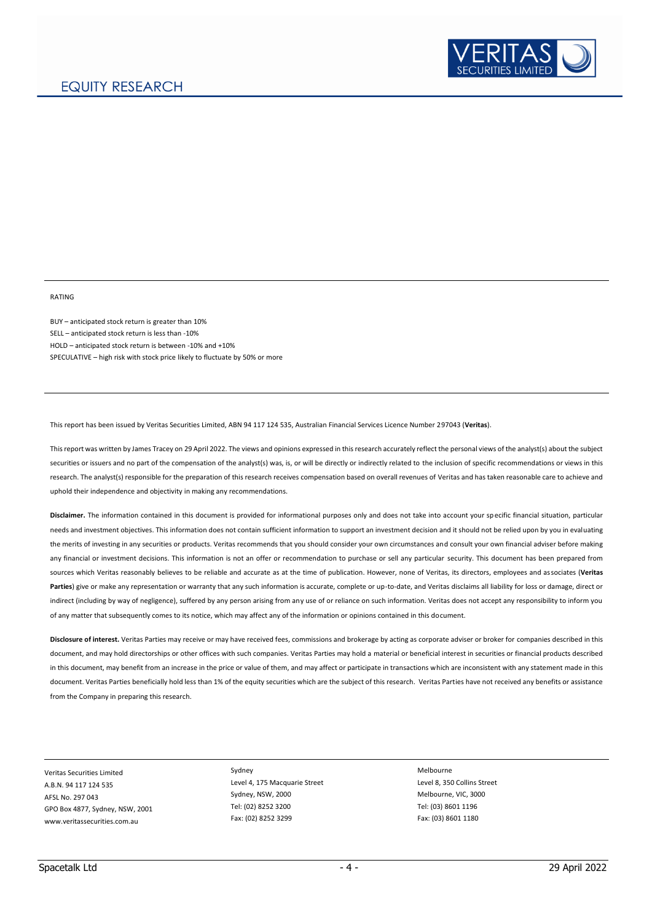# EQUITY RESEARCH

RATING

BUY – anticipated stock return is greater than 10%
SELL – anticipated stock return is less than -10%
HOLD – anticipated stock return is between -10% and +10%
SPECULATIVE – high risk with stock price likely to fluctuate by 50% or more

This report has been issued by Veritas Securities Limited, ABN 94 117 124 535, Australian Financial Services Licence Number 297043 (**Veritas**).

This report was written by James Tracey on 29 April 2022. The views and opinions expressed in this research accurately reflect the personal views of the analyst(s) about the subject securities or issuers and no part of the compensation of the analyst(s) was, is, or will be directly or indirectly related to the inclusion of specific recommendations or views in this research. The analyst(s) responsible for the preparation of this research receives compensation based on overall revenues of Veritas and has taken reasonable care to achieve and uphold their independence and objectivity in making any recommendations.

**Disclaimer.** The information contained in this document is provided for informational purposes only and does not take into account your specific financial situation, particular needs and investment objectives. This information does not contain sufficient information to support an investment decision and it should not be relied upon by you in evaluating the merits of investing in any securities or products. Veritas recommends that you should consider your own circumstances and consult your own financial adviser before making any financial or investment decisions. This information is not an offer or recommendation to purchase or sell any particular security. This document has been prepared from sources which Veritas reasonably believes to be reliable and accurate as at the time of publication. However, none of Veritas, its directors, employees and associates (**Veritas Parties**) give or make any representation or warranty that any such information is accurate, complete or up-to-date, and Veritas disclaims all liability for loss or damage, direct or indirect (including by way of negligence), suffered by any person arising from any use of or reliance on such information. Veritas does not accept any responsibility to inform you of any matter that subsequently comes to its notice, which may affect any of the information or opinions contained in this document.

**Disclosure of interest.** Veritas Parties may receive or may have received fees, commissions and brokerage by acting as corporate adviser or broker for companies described in this document, and may hold directorships or other offices with such companies. Veritas Parties may hold a material or beneficial interest in securities or financial products described in this document, may benefit from an increase in the price or value of them, and may affect or participate in transactions which are inconsistent with any statement made in this document. Veritas Parties beneficially hold less than 1% of the equity securities which are the subject of this research. Veritas Parties have not received any benefits or assistance from the Company in preparing this research.

Veritas Securities Limited
A.B.N. 94 117 124 535
AFSL No. 297 043
GPO Box 4877, Sydney, NSW, 2001
www.veritassecurities.com.au

Sydney
Level 4, 175 Macquarie Street
Sydney, NSW, 2000
Tel: (02) 8252 3200
Fax: (02) 8252 3299

Melbourne
Level 8, 350 Collins Street
Melbourne, VIC, 3000
Tel: (03) 8601 1196
Fax: (03) 8601 1180